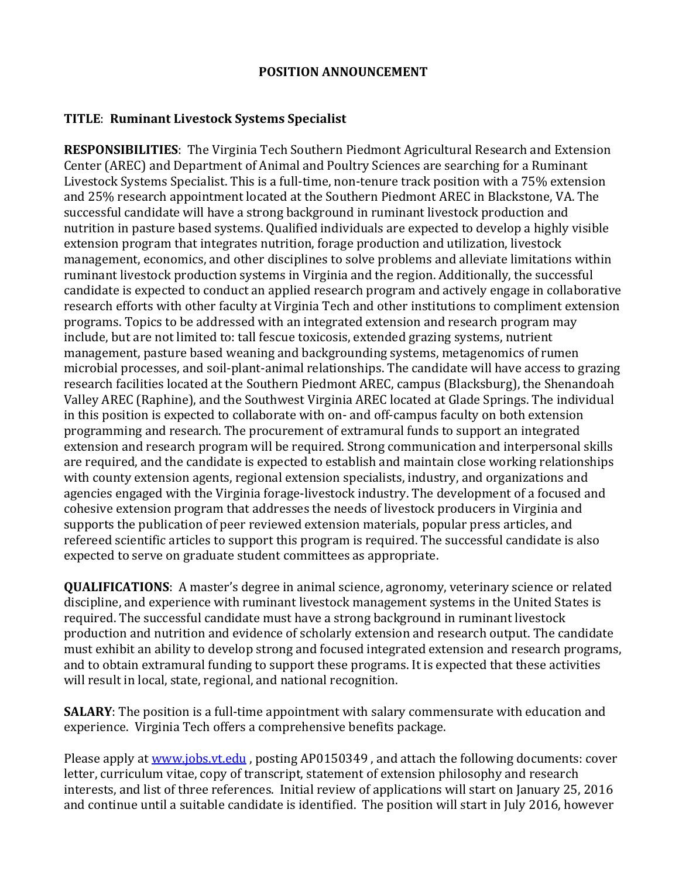# POSITION ANNOUNCEMENT

**TITLE**: **Ruminant Livestock Systems Specialist**

**RESPONSIBILITIES**: The Virginia Tech Southern Piedmont Agricultural Research and Extension Center (AREC) and Department of Animal and Poultry Sciences are searching for a Ruminant Livestock Systems Specialist. This is a full-time, non-tenure track position with a 75% extension and 25% research appointment located at the Southern Piedmont AREC in Blackstone, VA. The successful candidate will have a strong background in ruminant livestock production and nutrition in pasture based systems. Qualified individuals are expected to develop a highly visible extension program that integrates nutrition, forage production and utilization, livestock management, economics, and other disciplines to solve problems and alleviate limitations within ruminant livestock production systems in Virginia and the region. Additionally, the successful candidate is expected to conduct an applied research program and actively engage in collaborative research efforts with other faculty at Virginia Tech and other institutions to compliment extension programs. Topics to be addressed with an integrated extension and research program may include, but are not limited to: tall fescue toxicosis, extended grazing systems, nutrient management, pasture based weaning and backgrounding systems, metagenomics of rumen microbial processes, and soil-plant-animal relationships. The candidate will have access to grazing research facilities located at the Southern Piedmont AREC, campus (Blacksburg), the Shenandoah Valley AREC (Raphine), and the Southwest Virginia AREC located at Glade Springs. The individual in this position is expected to collaborate with on- and off-campus faculty on both extension programming and research. The procurement of extramural funds to support an integrated extension and research program will be required. Strong communication and interpersonal skills are required, and the candidate is expected to establish and maintain close working relationships with county extension agents, regional extension specialists, industry, and organizations and agencies engaged with the Virginia forage-livestock industry. The development of a focused and cohesive extension program that addresses the needs of livestock producers in Virginia and supports the publication of peer reviewed extension materials, popular press articles, and refereed scientific articles to support this program is required. The successful candidate is also expected to serve on graduate student committees as appropriate.

**QUALIFICATIONS**: A master's degree in animal science, agronomy, veterinary science or related discipline, and experience with ruminant livestock management systems in the United States is required. The successful candidate must have a strong background in ruminant livestock production and nutrition and evidence of scholarly extension and research output. The candidate must exhibit an ability to develop strong and focused integrated extension and research programs, and to obtain extramural funding to support these programs. It is expected that these activities will result in local, state, regional, and national recognition.

**SALARY**: The position is a full-time appointment with salary commensurate with education and experience. Virginia Tech offers a comprehensive benefits package.

Please apply at [www.jobs.vt.edu](http://www.jobs.vt.edu) , posting AP0150349 , and attach the following documents: cover letter, curriculum vitae, copy of transcript, statement of extension philosophy and research interests, and list of three references. Initial review of applications will start on January 25, 2016 and continue until a suitable candidate is identified. The position will start in July 2016, however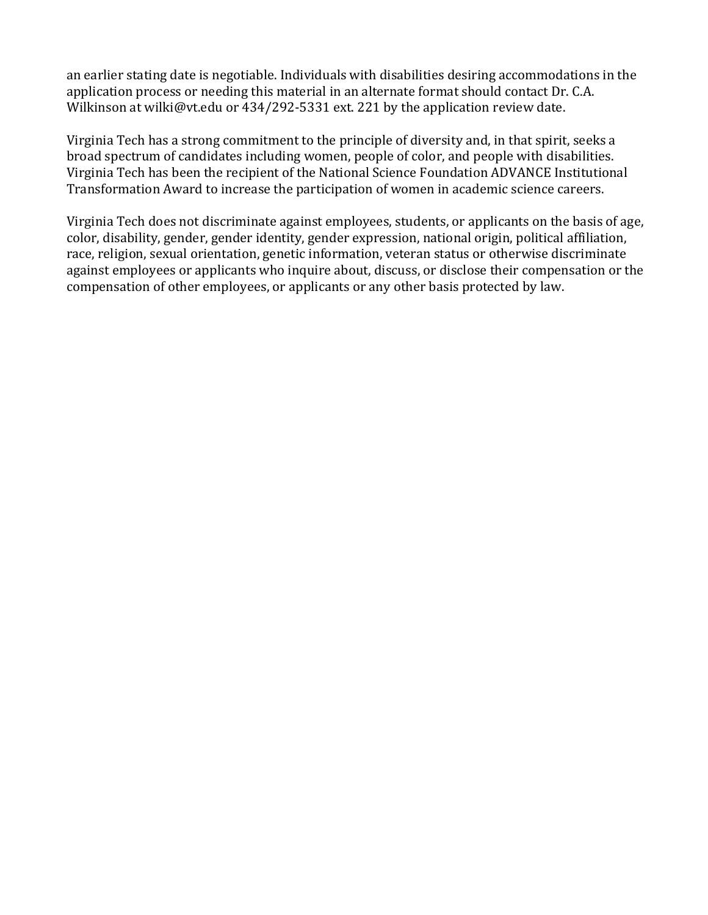an earlier stating date is negotiable. Individuals with disabilities desiring accommodations in the application process or needing this material in an alternate format should contact Dr. C.A. Wilkinson at wilki@vt.edu or 434/292-5331 ext. 221 by the application review date.

Virginia Tech has a strong commitment to the principle of diversity and, in that spirit, seeks a broad spectrum of candidates including women, people of color, and people with disabilities. Virginia Tech has been the recipient of the National Science Foundation ADVANCE Institutional Transformation Award to increase the participation of women in academic science careers.

Virginia Tech does not discriminate against employees, students, or applicants on the basis of age, color, disability, gender, gender identity, gender expression, national origin, political affiliation, race, religion, sexual orientation, genetic information, veteran status or otherwise discriminate against employees or applicants who inquire about, discuss, or disclose their compensation or the compensation of other employees, or applicants or any other basis protected by law.